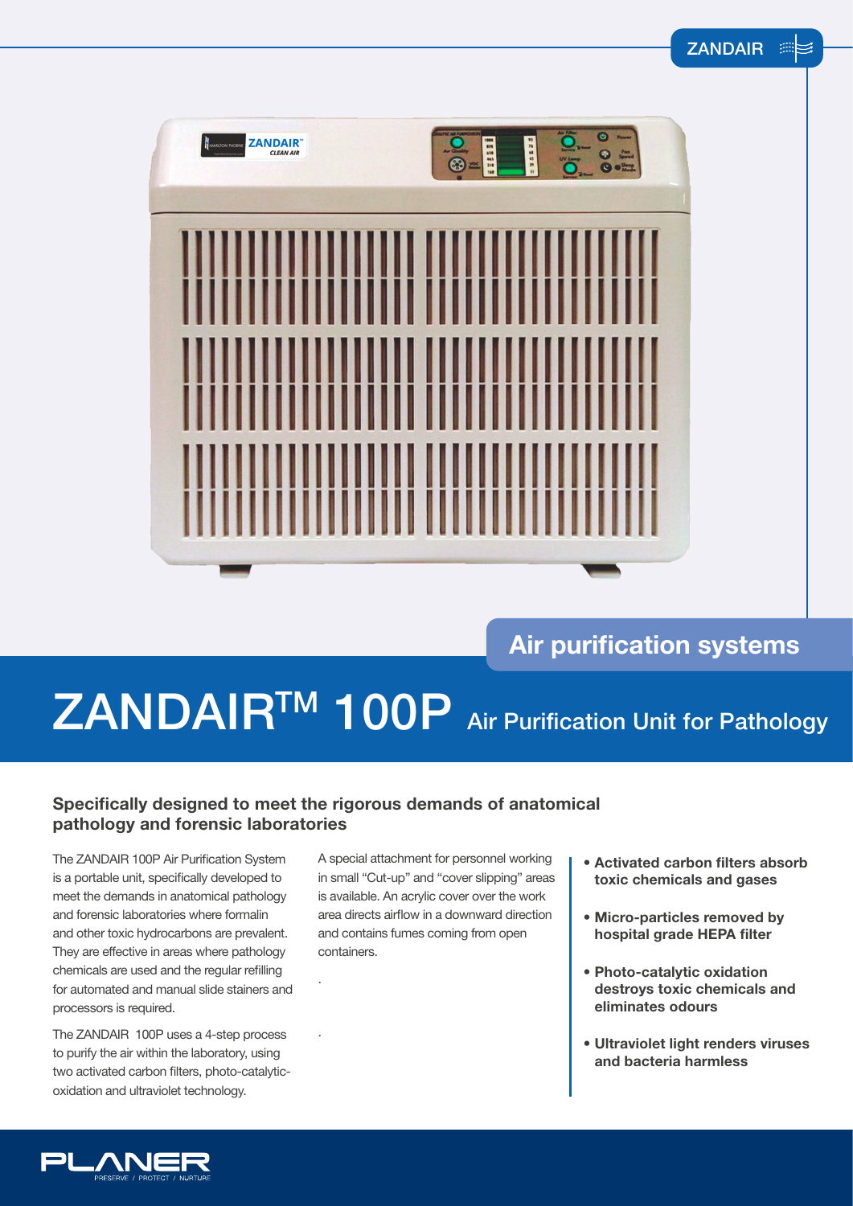ZANDAIR

Air purification systems

# ZANDAIR™ 100P Air Purification Unit for Pathology

## Specifically designed to meet the rigorous demands of anatomical pathology and forensic laboratories

The ZANDAIR 100P Air Purification System is a portable unit, specifically developed to meet the demands in anatomical pathology and forensic laboratories where formalin and other toxic hydrocarbons are prevalent. They are effective in areas where pathology chemicals are used and the regular refilling for automated and manual slide stainers and processors is required.

The ZANDAIR 100P uses a 4-step process to purify the air within the laboratory, using two activated carbon filters, photo-catalytic-oxidation and ultraviolet technology.

A special attachment for personnel working in small "Cut-up" and "cover slipping" areas is available. An acrylic cover over the work area directs airflow in a downward direction and contains fumes coming from open containers.

- **Activated carbon filters absorb toxic chemicals and gases**
- **Micro-particles removed by hospital grade HEPA filter**
- **Photo-catalytic oxidation destroys toxic chemicals and eliminates odours**
- **Ultraviolet light renders viruses and bacteria harmless**

PLANER
PRESERVE / PROTECT / NURTURE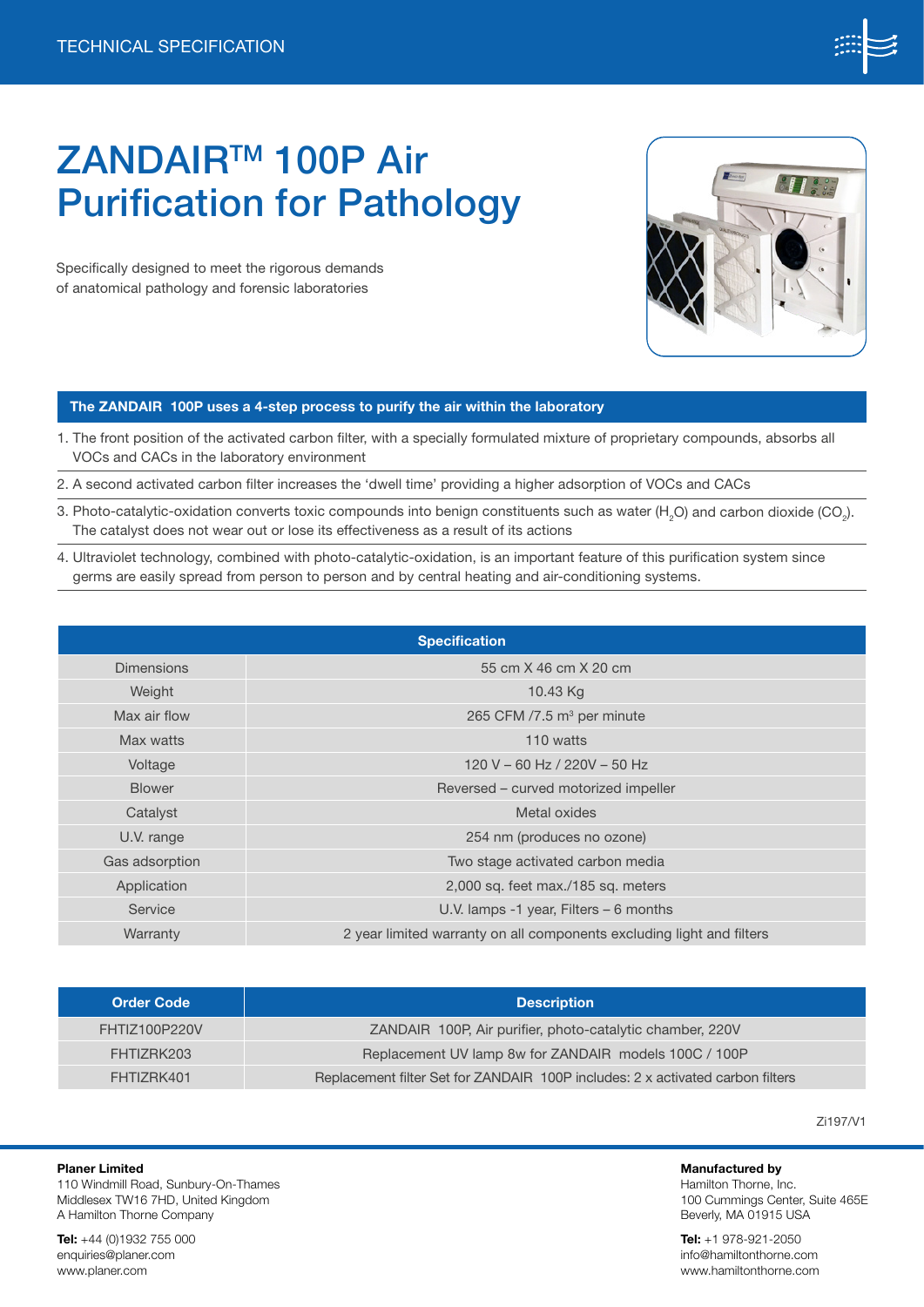TECHNICAL SPECIFICATION

# ZANDAIR™ 100P Air Purification for Pathology

Specifically designed to meet the rigorous demands of anatomical pathology and forensic laboratories

**The ZANDAIR 100P uses a 4-step process to purify the air within the laboratory**

1. The front position of the activated carbon filter, with a specially formulated mixture of proprietary compounds, absorbs all VOCs and CACs in the laboratory environment
2. A second activated carbon filter increases the 'dwell time' providing a higher adsorption of VOCs and CACs
3. Photo-catalytic-oxidation converts toxic compounds into benign constituents such as water ($H_2O$) and carbon dioxide ($CO_2$). The catalyst does not wear out or lose its effectiveness as a result of its actions
4. Ultraviolet technology, combined with photo-catalytic-oxidation, is an important feature of this purification system since germs are easily spread from person to person and by central heating and air-conditioning systems.

| Specification | |
|---|---|
| Dimensions | 55 cm X 46 cm X 20 cm |
| Weight | 10.43 Kg |
| Max air flow | 265 CFM /7.5 $m^3$ per minute |
| Max watts | 110 watts |
| Voltage | 120 V – 60 Hz / 220V – 50 Hz |
| Blower | Reversed – curved motorized impeller |
| Catalyst | Metal oxides |
| U.V. range | 254 nm (produces no ozone) |
| Gas adsorption | Two stage activated carbon media |
| Application | 2,000 sq. feet max./185 sq. meters |
| Service | U.V. lamps -1 year, Filters – 6 months |
| Warranty | 2 year limited warranty on all components excluding light and filters |

| Order Code | Description |
|---|---|
| FHTIZ100P220V | ZANDAIR 100P, Air purifier, photo-catalytic chamber, 220V |
| FHTIZRK203 | Replacement UV lamp 8w for ZANDAIR models 100C / 100P |
| FHTIZRK401 | Replacement filter Set for ZANDAIR 100P includes: 2 x activated carbon filters |

Zi197/V1

**Planer Limited**
110 Windmill Road, Sunbury-On-Thames
Middlesex TW16 7HD, United Kingdom
A Hamilton Thorne Company

**Tel:** +44 (0)1932 755 000
enquiries@planer.com
www.planer.com

**Manufactured by**
Hamilton Thorne, Inc.
100 Cummings Center, Suite 465E
Beverly, MA 01915 USA

**Tel:** +1 978-921-2050
info@hamiltonthorne.com
www.hamiltonthorne.com